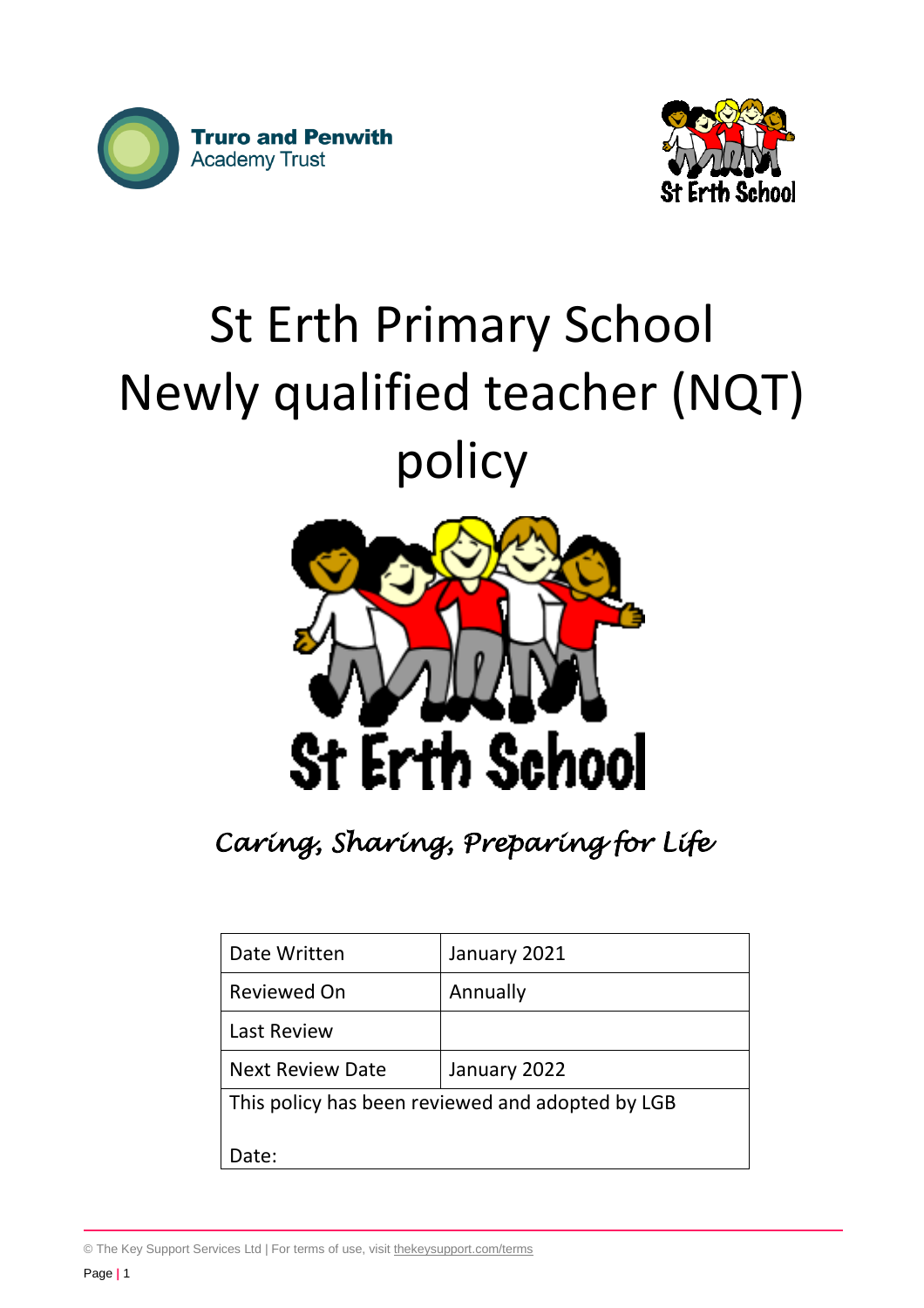Truro and Penwith Academy Trust

St Erth School

# St Erth Primary School Newly qualified teacher (NQT) policy

St Erth School

*Caring, Sharing, Preparing for Life*

| Date Written | January 2021 |
| --- | --- |
| Reviewed On | Annually |
| Last Review | |
| Next Review Date | January 2022 |
| This policy has been reviewed and adopted by LGB<br><br>Date: | |

© The Key Support Services Ltd | For terms of use, visit thekeysupport.com/terms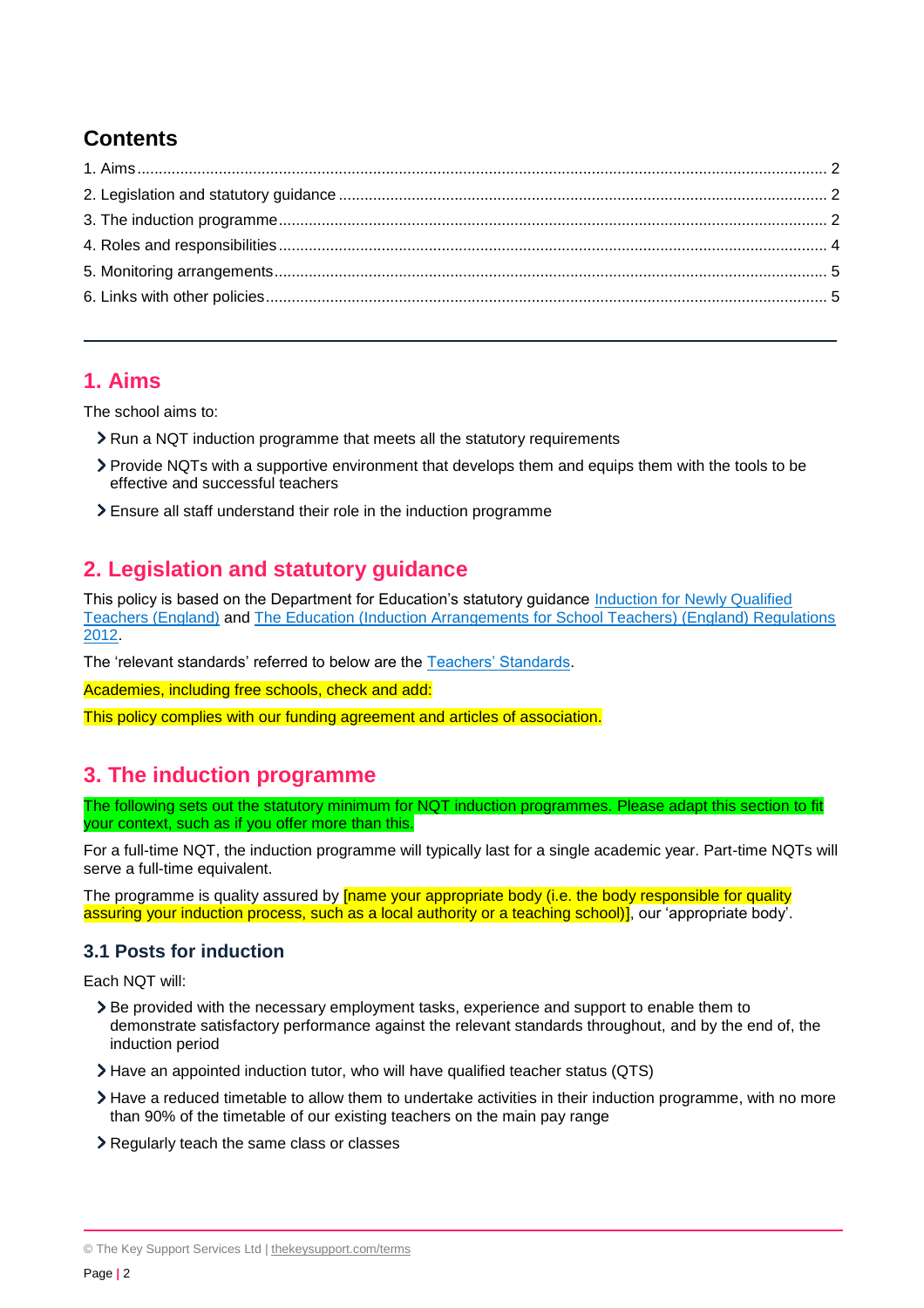## Contents

1. Aims ........................................................................................................................................ 2
2. Legislation and statutory guidance ........................................................................................ 2
3. The induction programme ...................................................................................................... 2
4. Roles and responsibilities ....................................................................................................... 4
5. Monitoring arrangements ........................................................................................................ 5
6. Links with other policies .......................................................................................................... 5

---

## 1. Aims

The school aims to:

- Run a NQT induction programme that meets all the statutory requirements
- Provide NQTs with a supportive environment that develops them and equips them with the tools to be effective and successful teachers
- Ensure all staff understand their role in the induction programme

## 2. Legislation and statutory guidance

This policy is based on the Department for Education's statutory guidance Induction for Newly Qualified Teachers (England) and The Education (Induction Arrangements for School Teachers) (England) Regulations 2012.

The 'relevant standards' referred to below are the Teachers' Standards.

Academies, including free schools, check and add:

This policy complies with our funding agreement and articles of association.

## 3. The induction programme

The following sets out the statutory minimum for NQT induction programmes. Please adapt this section to fit your context, such as if you offer more than this.

For a full-time NQT, the induction programme will typically last for a single academic year. Part-time NQTs will serve a full-time equivalent.

The programme is quality assured by [name your appropriate body (i.e. the body responsible for quality assuring your induction process, such as a local authority or a teaching school)], our 'appropriate body'.

### 3.1 Posts for induction

Each NQT will:

- Be provided with the necessary employment tasks, experience and support to enable them to demonstrate satisfactory performance against the relevant standards throughout, and by the end of, the induction period
- Have an appointed induction tutor, who will have qualified teacher status (QTS)
- Have a reduced timetable to allow them to undertake activities in their induction programme, with no more than 90% of the timetable of our existing teachers on the main pay range
- Regularly teach the same class or classes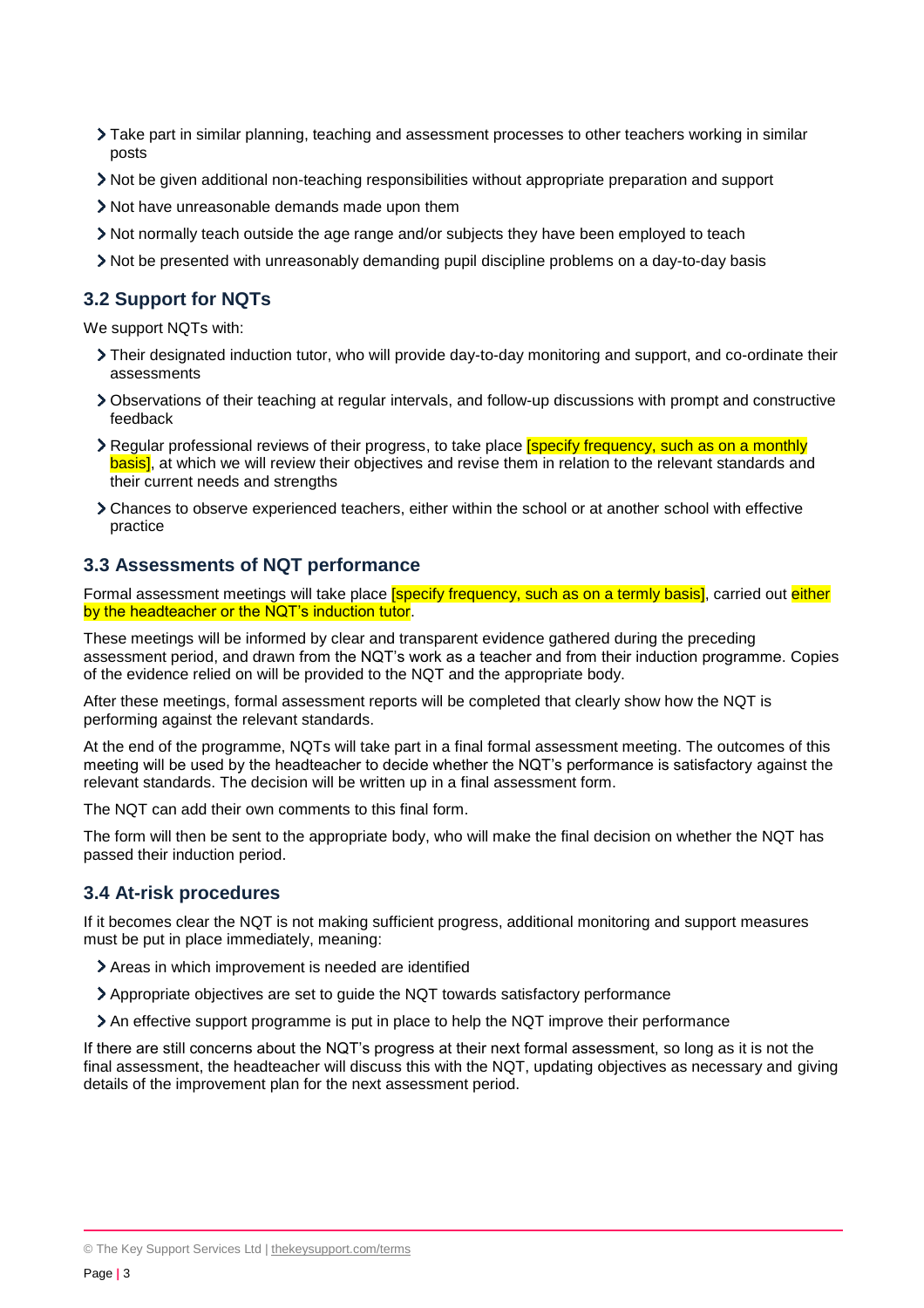- Take part in similar planning, teaching and assessment processes to other teachers working in similar posts
- Not be given additional non-teaching responsibilities without appropriate preparation and support
- Not have unreasonable demands made upon them
- Not normally teach outside the age range and/or subjects they have been employed to teach
- Not be presented with unreasonably demanding pupil discipline problems on a day-to-day basis

### 3.2 Support for NQTs

We support NQTs with:

- Their designated induction tutor, who will provide day-to-day monitoring and support, and co-ordinate their assessments
- Observations of their teaching at regular intervals, and follow-up discussions with prompt and constructive feedback
- Regular professional reviews of their progress, to take place [specify frequency, such as on a monthly basis], at which we will review their objectives and revise them in relation to the relevant standards and their current needs and strengths
- Chances to observe experienced teachers, either within the school or at another school with effective practice

### 3.3 Assessments of NQT performance

Formal assessment meetings will take place [specify frequency, such as on a termly basis], carried out either by the headteacher or the NQT's induction tutor.

These meetings will be informed by clear and transparent evidence gathered during the preceding assessment period, and drawn from the NQT's work as a teacher and from their induction programme. Copies of the evidence relied on will be provided to the NQT and the appropriate body.

After these meetings, formal assessment reports will be completed that clearly show how the NQT is performing against the relevant standards.

At the end of the programme, NQTs will take part in a final formal assessment meeting. The outcomes of this meeting will be used by the headteacher to decide whether the NQT's performance is satisfactory against the relevant standards. The decision will be written up in a final assessment form.

The NQT can add their own comments to this final form.

The form will then be sent to the appropriate body, who will make the final decision on whether the NQT has passed their induction period.

### 3.4 At-risk procedures

If it becomes clear the NQT is not making sufficient progress, additional monitoring and support measures must be put in place immediately, meaning:

- Areas in which improvement is needed are identified
- Appropriate objectives are set to guide the NQT towards satisfactory performance
- An effective support programme is put in place to help the NQT improve their performance

If there are still concerns about the NQT's progress at their next formal assessment, so long as it is not the final assessment, the headteacher will discuss this with the NQT, updating objectives as necessary and giving details of the improvement plan for the next assessment period.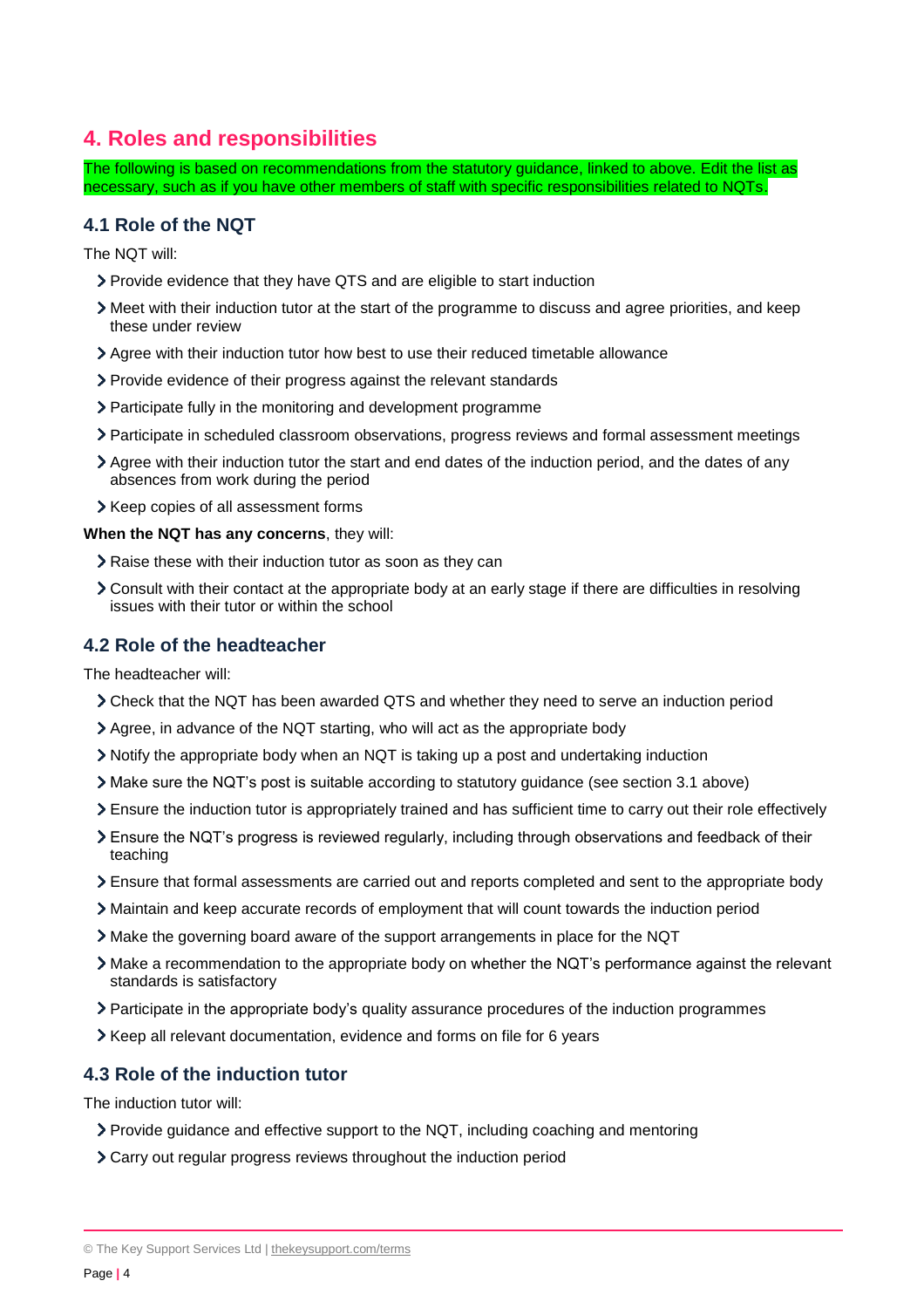## 4. Roles and responsibilities

The following is based on recommendations from the statutory guidance, linked to above. Edit the list as necessary, such as if you have other members of staff with specific responsibilities related to NQTs.

### 4.1 Role of the NQT

The NQT will:

- Provide evidence that they have QTS and are eligible to start induction
- Meet with their induction tutor at the start of the programme to discuss and agree priorities, and keep these under review
- Agree with their induction tutor how best to use their reduced timetable allowance
- Provide evidence of their progress against the relevant standards
- Participate fully in the monitoring and development programme
- Participate in scheduled classroom observations, progress reviews and formal assessment meetings
- Agree with their induction tutor the start and end dates of the induction period, and the dates of any absences from work during the period
- Keep copies of all assessment forms

**When the NQT has any concerns**, they will:

- Raise these with their induction tutor as soon as they can
- Consult with their contact at the appropriate body at an early stage if there are difficulties in resolving issues with their tutor or within the school

### 4.2 Role of the headteacher

The headteacher will:

- Check that the NQT has been awarded QTS and whether they need to serve an induction period
- Agree, in advance of the NQT starting, who will act as the appropriate body
- Notify the appropriate body when an NQT is taking up a post and undertaking induction
- Make sure the NQT's post is suitable according to statutory guidance (see section 3.1 above)
- Ensure the induction tutor is appropriately trained and has sufficient time to carry out their role effectively
- Ensure the NQT's progress is reviewed regularly, including through observations and feedback of their teaching
- Ensure that formal assessments are carried out and reports completed and sent to the appropriate body
- Maintain and keep accurate records of employment that will count towards the induction period
- Make the governing board aware of the support arrangements in place for the NQT
- Make a recommendation to the appropriate body on whether the NQT's performance against the relevant standards is satisfactory
- Participate in the appropriate body's quality assurance procedures of the induction programmes
- Keep all relevant documentation, evidence and forms on file for 6 years

### 4.3 Role of the induction tutor

The induction tutor will:

- Provide guidance and effective support to the NQT, including coaching and mentoring
- Carry out regular progress reviews throughout the induction period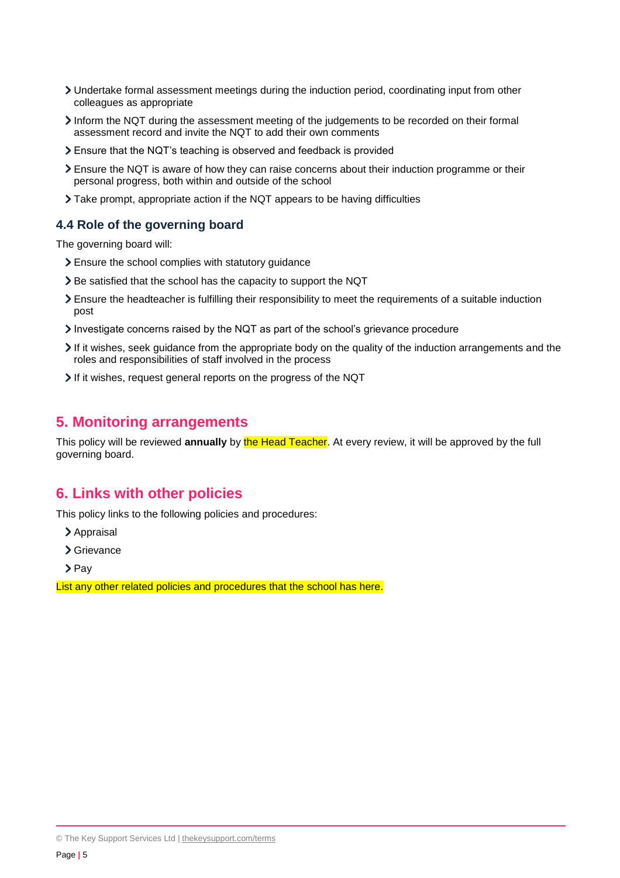- Undertake formal assessment meetings during the induction period, coordinating input from other colleagues as appropriate
- Inform the NQT during the assessment meeting of the judgements to be recorded on their formal assessment record and invite the NQT to add their own comments
- Ensure that the NQT's teaching is observed and feedback is provided
- Ensure the NQT is aware of how they can raise concerns about their induction programme or their personal progress, both within and outside of the school
- Take prompt, appropriate action if the NQT appears to be having difficulties

### 4.4 Role of the governing board

The governing board will:

- Ensure the school complies with statutory guidance
- Be satisfied that the school has the capacity to support the NQT
- Ensure the headteacher is fulfilling their responsibility to meet the requirements of a suitable induction post
- Investigate concerns raised by the NQT as part of the school's grievance procedure
- If it wishes, seek guidance from the appropriate body on the quality of the induction arrangements and the roles and responsibilities of staff involved in the process
- If it wishes, request general reports on the progress of the NQT

## 5. Monitoring arrangements

This policy will be reviewed **annually** by the Head Teacher. At every review, it will be approved by the full governing board.

## 6. Links with other policies

This policy links to the following policies and procedures:

- Appraisal
- Grievance
- Pay

List any other related policies and procedures that the school has here.